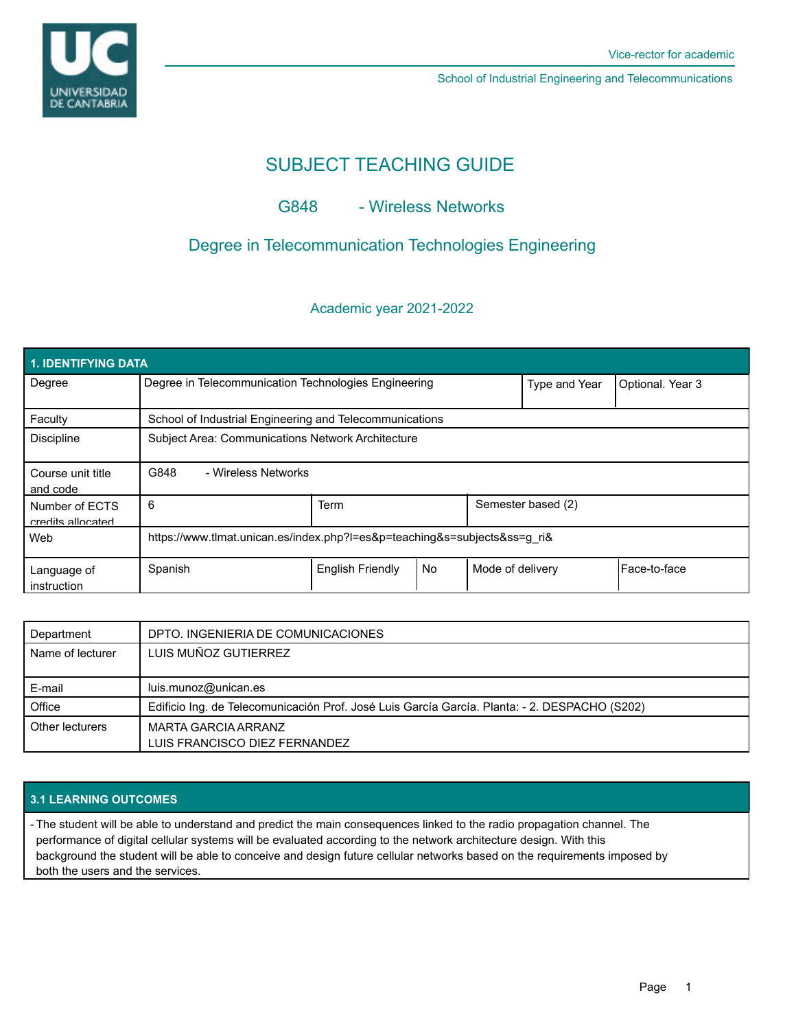Vice-rector for academic

School of Industrial Engineering and Telecommunications

# SUBJECT TEACHING GUIDE

## G848 - Wireless Networks

## Degree in Telecommunication Technologies Engineering

### Academic year 2021-2022

| 1. IDENTIFYING DATA | | | | | |
|---|---|---|---|---|---|
| Degree | Degree in Telecommunication Technologies Engineering | | | Type and Year | Optional. Year 3 |
| Faculty | School of Industrial Engineering and Telecommunications | | | | |
| Discipline | Subject Area: Communications Network Architecture | | | | |
| Course unit title and code | G848 - Wireless Networks | | | | |
| Number of ECTS credits allocated | 6 | Term | | Semester based (2) | |
| Web | https://www.tlmat.unican.es/index.php?l=es&p=teaching&s=subjects&ss=g_ri& | | | | |
| Language of instruction | Spanish | English Friendly | No | Mode of delivery | Face-to-face |

| | |
|---|---|
| Department | DPTO. INGENIERIA DE COMUNICACIONES |
| Name of lecturer | LUIS MUÑOZ GUTIERREZ |
| E-mail | luis.munoz@unican.es |
| Office | Edificio Ing. de Telecomunicación Prof. José Luis García García. Planta: - 2. DESPACHO (S202) |
| Other lecturers | MARTA GARCIA ARRANZ<br>LUIS FRANCISCO DIEZ FERNANDEZ |

## 3.1 LEARNING OUTCOMES

- The student will be able to understand and predict the main consequences linked to the radio propagation channel. The performance of digital cellular systems will be evaluated according to the network architecture design. With this background the student will be able to conceive and design future cellular networks based on the requirements imposed by both the users and the services.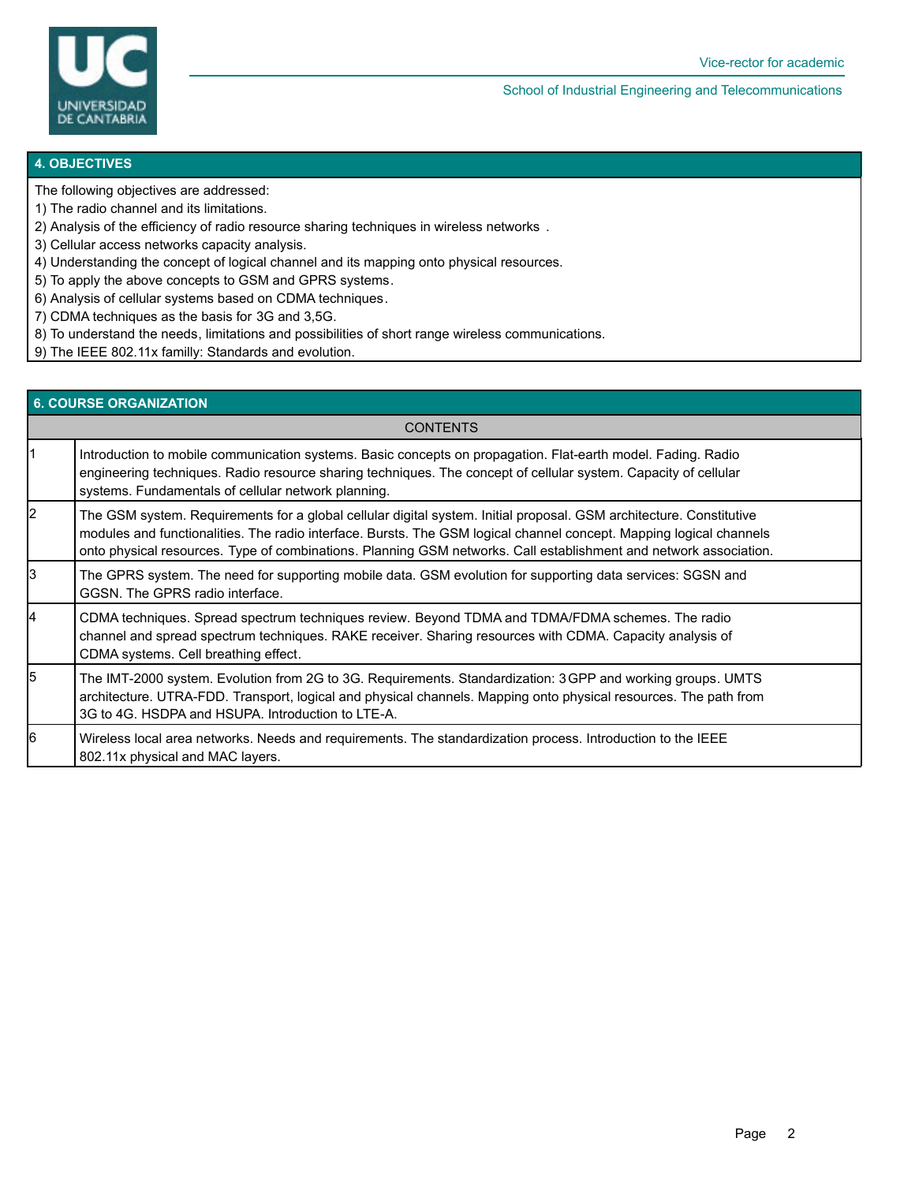## 4. OBJECTIVES

The following objectives are addressed:

1) The radio channel and its limitations.
2) Analysis of the efficiency of radio resource sharing techniques in wireless networks .
3) Cellular access networks capacity analysis.
4) Understanding the concept of logical channel and its mapping onto physical resources.
5) To apply the above concepts to GSM and GPRS systems.
6) Analysis of cellular systems based on CDMA techniques.
7) CDMA techniques as the basis for 3G and 3,5G.
8) To understand the needs, limitations and possibilities of short range wireless communications.
9) The IEEE 802.11x familly: Standards and evolution.

## 6. COURSE ORGANIZATION

| | CONTENTS |
|---|---|
| 1 | Introduction to mobile communication systems. Basic concepts on propagation. Flat-earth model. Fading. Radio engineering techniques. Radio resource sharing techniques. The concept of cellular system. Capacity of cellular systems. Fundamentals of cellular network planning. |
| 2 | The GSM system. Requirements for a global cellular digital system. Initial proposal. GSM architecture. Constitutive modules and functionalities. The radio interface. Bursts. The GSM logical channel concept. Mapping logical channels onto physical resources. Type of combinations. Planning GSM networks. Call establishment and network association. |
| 3 | The GPRS system. The need for supporting mobile data. GSM evolution for supporting data services: SGSN and GGSN. The GPRS radio interface. |
| 4 | CDMA techniques. Spread spectrum techniques review. Beyond TDMA and TDMA/FDMA schemes. The radio channel and spread spectrum techniques. RAKE receiver. Sharing resources with CDMA. Capacity analysis of CDMA systems. Cell breathing effect. |
| 5 | The IMT-2000 system. Evolution from 2G to 3G. Requirements. Standardization: 3GPP and working groups. UMTS architecture. UTRA-FDD. Transport, logical and physical channels. Mapping onto physical resources. The path from 3G to 4G. HSDPA and HSUPA. Introduction to LTE-A. |
| 6 | Wireless local area networks. Needs and requirements. The standardization process. Introduction to the IEEE 802.11x physical and MAC layers. |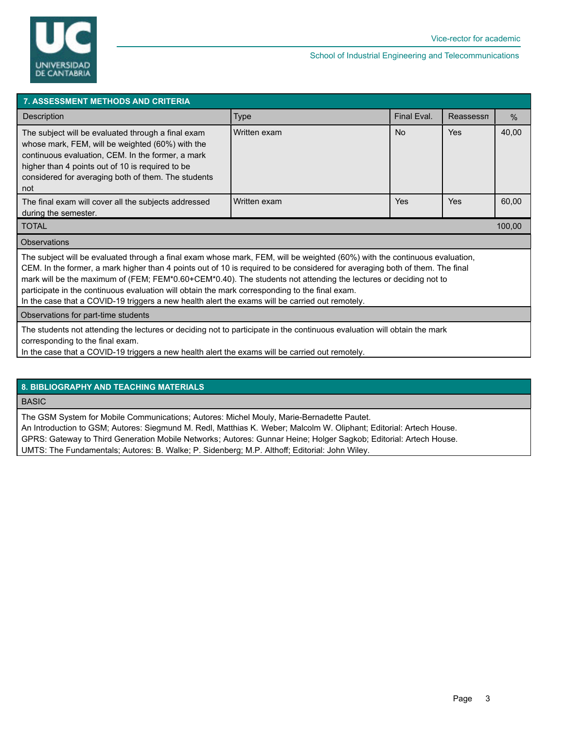## 7. ASSESSMENT METHODS AND CRITERIA

| Description | Type | Final Eval. | Reassessn | % |
|---|---|---|---|---|
| The subject will be evaluated through a final exam whose mark, FEM, will be weighted (60%) with the continuous evaluation, CEM. In the former, a mark higher than 4 points out of 10 is required to be considered for averaging both of them. The students not | Written exam | No | Yes | 40,00 |
| The final exam will cover all the subjects addressed during the semester. | Written exam | Yes | Yes | 60,00 |
| TOTAL | | | | 100,00 |

**Observations**

The subject will be evaluated through a final exam whose mark, FEM, will be weighted (60%) with the continuous evaluation, CEM. In the former, a mark higher than 4 points out of 10 is required to be considered for averaging both of them. The final mark will be the maximum of (FEM; FEM*0.60+CEM*0.40). The students not attending the lectures or deciding not to participate in the continuous evaluation will obtain the mark corresponding to the final exam.
In the case that a COVID-19 triggers a new health alert the exams will be carried out remotely.

**Observations for part-time students**

The students not attending the lectures or deciding not to participate in the continuous evaluation will obtain the mark corresponding to the final exam.
In the case that a COVID-19 triggers a new health alert the exams will be carried out remotely.

## 8. BIBLIOGRAPHY AND TEACHING MATERIALS

**BASIC**

The GSM System for Mobile Communications; Autores: Michel Mouly, Marie-Bernadette Pautet.
An Introduction to GSM; Autores: Siegmund M. Redl, Matthias K. Weber; Malcolm W. Oliphant; Editorial: Artech House.
GPRS: Gateway to Third Generation Mobile Networks; Autores: Gunnar Heine; Holger Sagkob; Editorial: Artech House.
UMTS: The Fundamentals; Autores: B. Walke; P. Sidenberg; M.P. Althoff; Editorial: John Wiley.